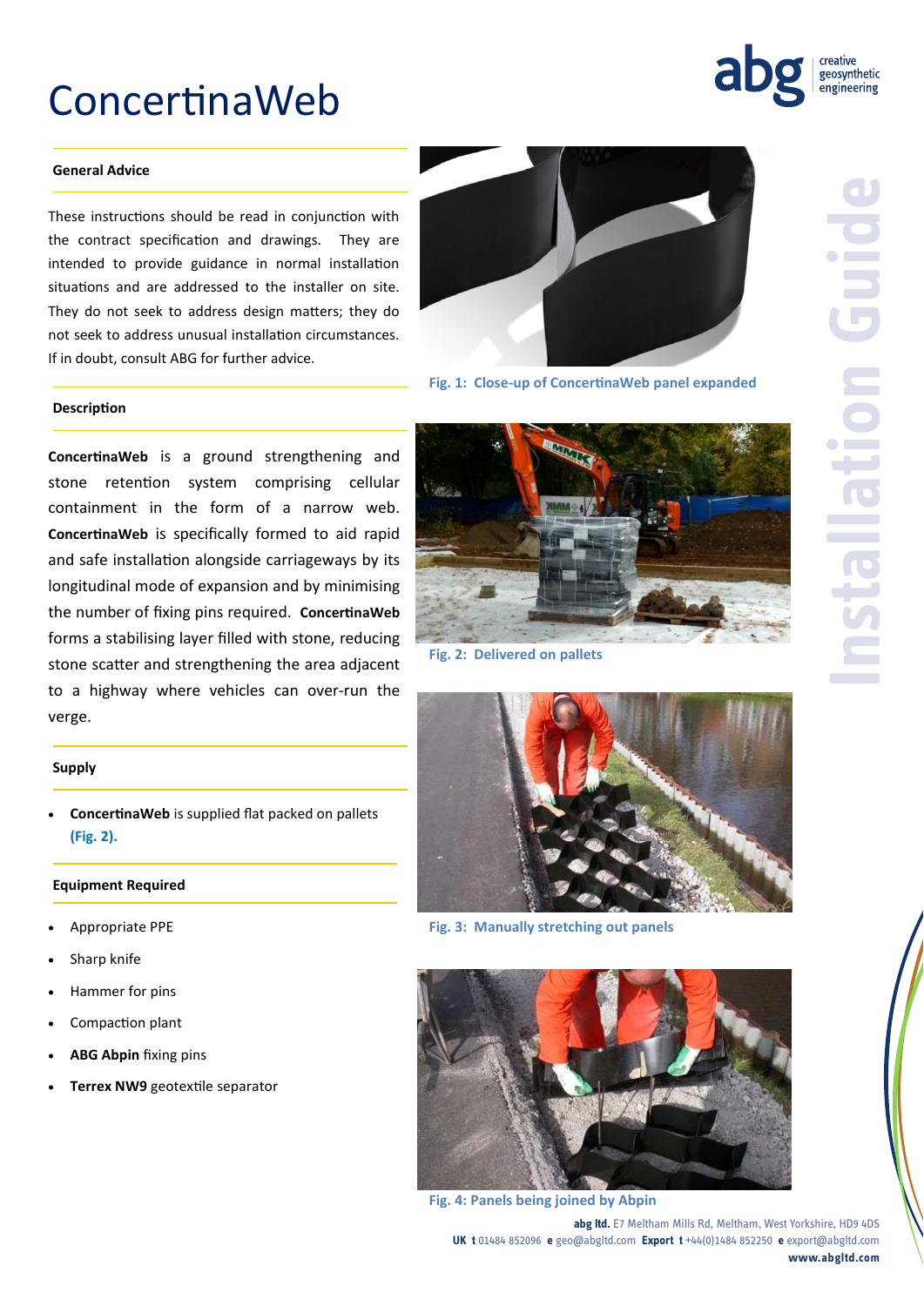# ConcertinaWeb

Installation Guide

### General Advice

These instructions should be read in conjunction with the contract specification and drawings. They are intended to provide guidance in normal installation situations and are addressed to the installer on site. They do not seek to address design matters; they do not seek to address unusual installation circumstances. If in doubt, consult ABG for further advice.

### Description

**ConcertinaWeb** is a ground strengthening and stone retention system comprising cellular containment in the form of a narrow web. **ConcertinaWeb** is specifically formed to aid rapid and safe installation alongside carriageways by its longitudinal mode of expansion and by minimising the number of fixing pins required. **ConcertinaWeb** forms a stabilising layer filled with stone, reducing stone scatter and strengthening the area adjacent to a highway where vehicles can over-run the verge.

### Supply

- **ConcertinaWeb** is supplied flat packed on pallets **(Fig. 2).**

### Equipment Required

- Appropriate PPE
- Sharp knife
- Hammer for pins
- Compaction plant
- **ABG Abpin** fixing pins
- **Terrex NW9** geotextile separator

Fig. 1: Close-up of ConcertinaWeb panel expanded

Fig. 2: Delivered on pallets

Fig. 3: Manually stretching out panels

Fig. 4: Panels being joined by Abpin

**abg ltd.** E7 Meltham Mills Rd, Meltham, West Yorkshire, HD9 4DS
**UK t** 01484 852096 **e** geo@abgltd.com **Export t** +44(0)1484 852250 **e** export@abgltd.com
**www.abgltd.com**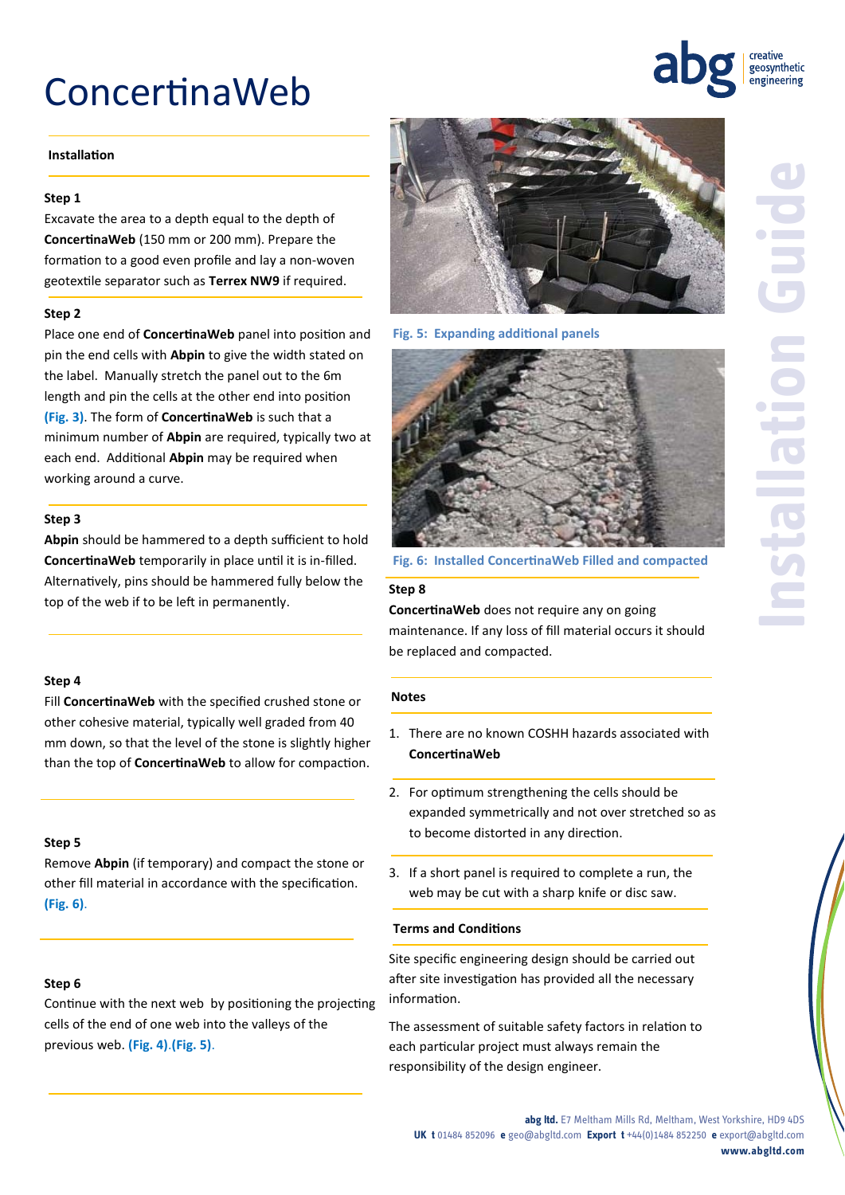# ConcertinaWeb

## Installation

### Step 1

Excavate the area to a depth equal to the depth of **ConcertinaWeb** (150 mm or 200 mm). Prepare the formation to a good even profile and lay a non-woven geotextile separator such as **Terrex NW9** if required.

### Step 2

Place one end of **ConcertinaWeb** panel into position and pin the end cells with **Abpin** to give the width stated on the label. Manually stretch the panel out to the 6m length and pin the cells at the other end into position **(Fig. 3)**. The form of **ConcertinaWeb** is such that a minimum number of **Abpin** are required, typically two at each end. Additional **Abpin** may be required when working around a curve.

### Step 3

**Abpin** should be hammered to a depth sufficient to hold **ConcertinaWeb** temporarily in place until it is in-filled. Alternatively, pins should be hammered fully below the top of the web if to be left in permanently.

### Step 4

Fill **ConcertinaWeb** with the specified crushed stone or other cohesive material, typically well graded from 40 mm down, so that the level of the stone is slightly higher than the top of **ConcertinaWeb** to allow for compaction.

### Step 5

Remove **Abpin** (if temporary) and compact the stone or other fill material in accordance with the specification. **(Fig. 6)**.

### Step 6

Continue with the next web by positioning the projecting cells of the end of one web into the valleys of the previous web. **(Fig. 4)**.**(Fig. 5)**.

**Fig. 5: Expanding additional panels**

**Fig. 6: Installed ConcertinaWeb Filled and compacted**

### Step 8

**ConcertinaWeb** does not require any on going maintenance. If any loss of fill material occurs it should be replaced and compacted.

## Notes

1. There are no known COSHH hazards associated with **ConcertinaWeb**
2. For optimum strengthening the cells should be expanded symmetrically and not over stretched so as to become distorted in any direction.
3. If a short panel is required to complete a run, the web may be cut with a sharp knife or disc saw.

## Terms and Conditions

Site specific engineering design should be carried out after site investigation has provided all the necessary information.

The assessment of suitable safety factors in relation to each particular project must always remain the responsibility of the design engineer.

**abg ltd.** E7 Meltham Mills Rd, Meltham, West Yorkshire, HD9 4DS
**UK t** 01484 852096 **e** geo@abgltd.com **Export t** +44(0)1484 852250 **e** export@abgltd.com
**www.abgltd.com**